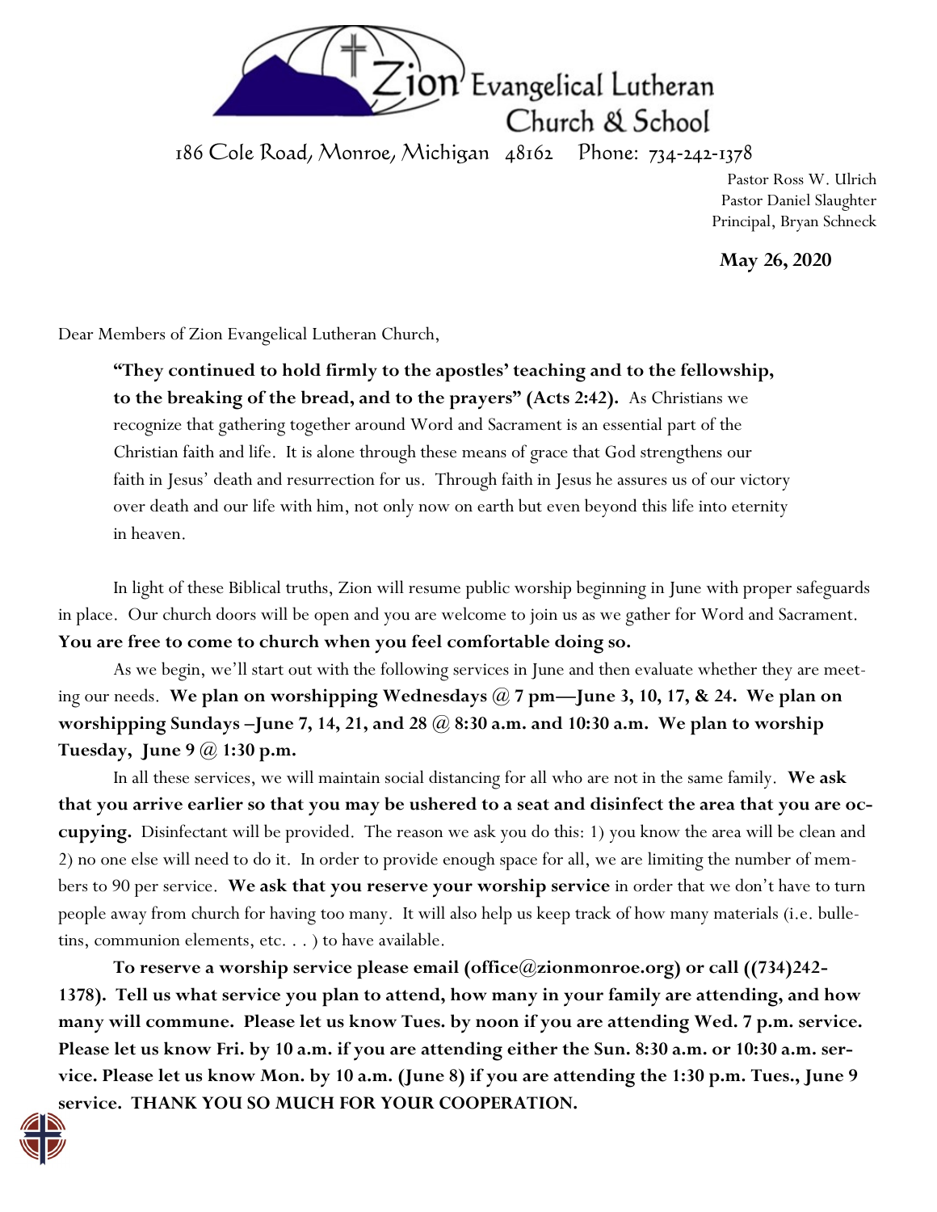# Zion Evangelical Lutheran Church & School

186 Cole Road, Monroe, Michigan 48162 Phone: 734-242-1378

Pastor Ross W. Ulrich
Pastor Daniel Slaughter
Principal, Bryan Schneck

**May 26, 2020**

Dear Members of Zion Evangelical Lutheran Church,

> **"They continued to hold firmly to the apostles' teaching and to the fellowship, to the breaking of the bread, and to the prayers" (Acts 2:42).** As Christians we recognize that gathering together around Word and Sacrament is an essential part of the Christian faith and life. It is alone through these means of grace that God strengthens our faith in Jesus' death and resurrection for us. Through faith in Jesus he assures us of our victory over death and our life with him, not only now on earth but even beyond this life into eternity in heaven.

In light of these Biblical truths, Zion will resume public worship beginning in June with proper safeguards in place. Our church doors will be open and you are welcome to join us as we gather for Word and Sacrament. **You are free to come to church when you feel comfortable doing so.**

As we begin, we'll start out with the following services in June and then evaluate whether they are meeting our needs. **We plan on worshipping Wednesdays @ 7 pm—June 3, 10, 17, & 24. We plan on worshipping Sundays –June 7, 14, 21, and 28 @ 8:30 a.m. and 10:30 a.m. We plan to worship Tuesday, June 9 @ 1:30 p.m.**

In all these services, we will maintain social distancing for all who are not in the same family. **We ask that you arrive earlier so that you may be ushered to a seat and disinfect the area that you are occupying.** Disinfectant will be provided. The reason we ask you do this: 1) you know the area will be clean and 2) no one else will need to do it. In order to provide enough space for all, we are limiting the number of members to 90 per service. **We ask that you reserve your worship service** in order that we don't have to turn people away from church for having too many. It will also help us keep track of how many materials (i.e. bulletins, communion elements, etc. . . ) to have available.

**To reserve a worship service please email (office@zionmonroe.org) or call ((734)242-1378). Tell us what service you plan to attend, how many in your family are attending, and how many will commune. Please let us know Tues. by noon if you are attending Wed. 7 p.m. service. Please let us know Fri. by 10 a.m. if you are attending either the Sun. 8:30 a.m. or 10:30 a.m. service. Please let us know Mon. by 10 a.m. (June 8) if you are attending the 1:30 p.m. Tues., June 9 service. THANK YOU SO MUCH FOR YOUR COOPERATION.**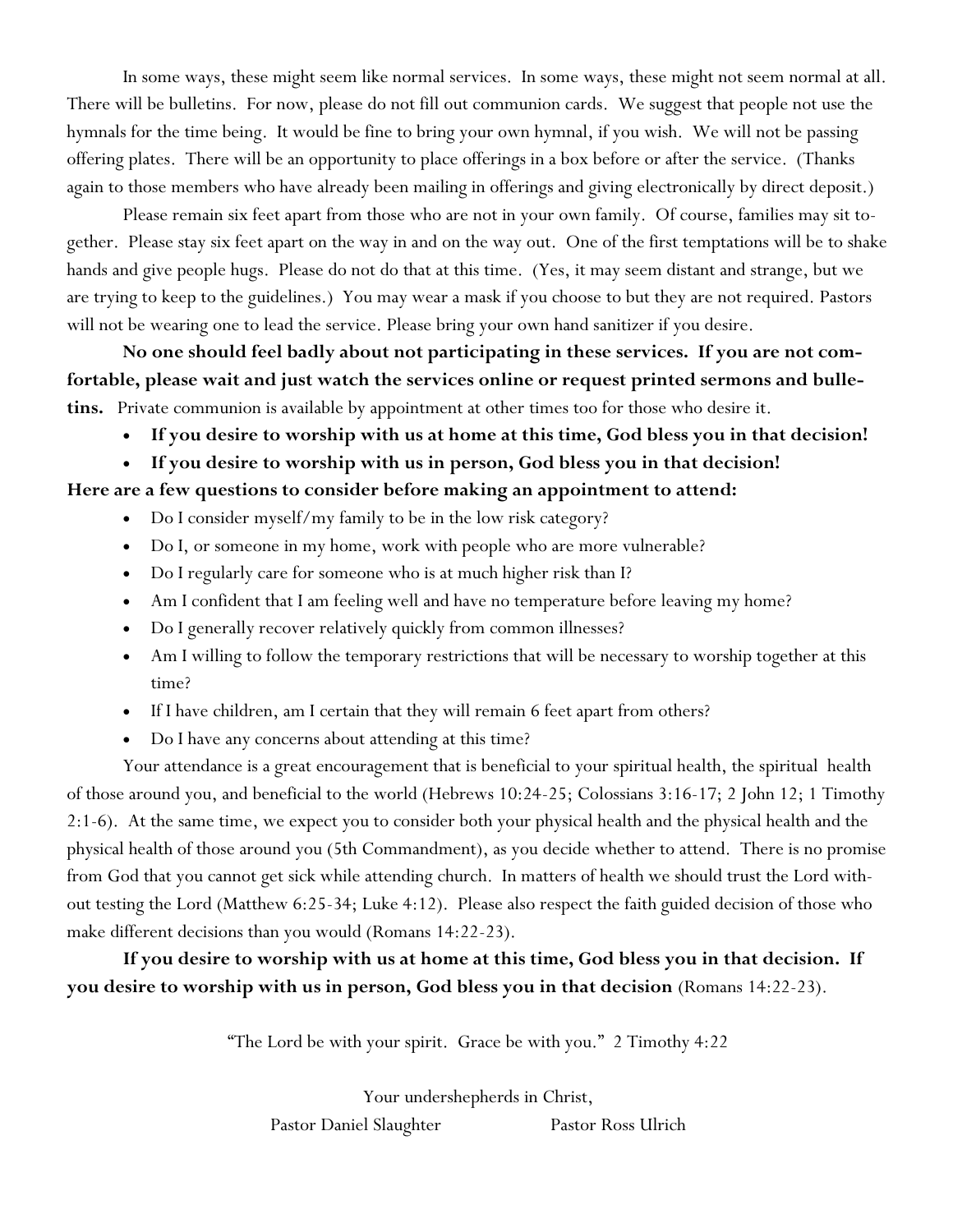In some ways, these might seem like normal services. In some ways, these might not seem normal at all. There will be bulletins. For now, please do not fill out communion cards. We suggest that people not use the hymnals for the time being. It would be fine to bring your own hymnal, if you wish. We will not be passing offering plates. There will be an opportunity to place offerings in a box before or after the service. (Thanks again to those members who have already been mailing in offerings and giving electronically by direct deposit.)

Please remain six feet apart from those who are not in your own family. Of course, families may sit together. Please stay six feet apart on the way in and on the way out. One of the first temptations will be to shake hands and give people hugs. Please do not do that at this time. (Yes, it may seem distant and strange, but we are trying to keep to the guidelines.) You may wear a mask if you choose to but they are not required. Pastors will not be wearing one to lead the service. Please bring your own hand sanitizer if you desire.

**No one should feel badly about not participating in these services. If you are not comfortable, please wait and just watch the services online or request printed sermons and bulletins.** Private communion is available by appointment at other times too for those who desire it.

- **If you desire to worship with us at home at this time, God bless you in that decision!**
- **If you desire to worship with us in person, God bless you in that decision!**

**Here are a few questions to consider before making an appointment to attend:**

- Do I consider myself/my family to be in the low risk category?
- Do I, or someone in my home, work with people who are more vulnerable?
- Do I regularly care for someone who is at much higher risk than I?
- Am I confident that I am feeling well and have no temperature before leaving my home?
- Do I generally recover relatively quickly from common illnesses?
- Am I willing to follow the temporary restrictions that will be necessary to worship together at this time?
- If I have children, am I certain that they will remain 6 feet apart from others?
- Do I have any concerns about attending at this time?

Your attendance is a great encouragement that is beneficial to your spiritual health, the spiritual health of those around you, and beneficial to the world (Hebrews 10:24-25; Colossians 3:16-17; 2 John 12; 1 Timothy 2:1-6). At the same time, we expect you to consider both your physical health and the physical health and the physical health of those around you (5th Commandment), as you decide whether to attend. There is no promise from God that you cannot get sick while attending church. In matters of health we should trust the Lord without testing the Lord (Matthew 6:25-34; Luke 4:12). Please also respect the faith guided decision of those who make different decisions than you would (Romans 14:22-23).

**If you desire to worship with us at home at this time, God bless you in that decision. If you desire to worship with us in person, God bless you in that decision** (Romans 14:22-23).

"The Lord be with your spirit. Grace be with you." 2 Timothy 4:22

Your undershepherds in Christ,

Pastor Daniel Slaughter    Pastor Ross Ulrich